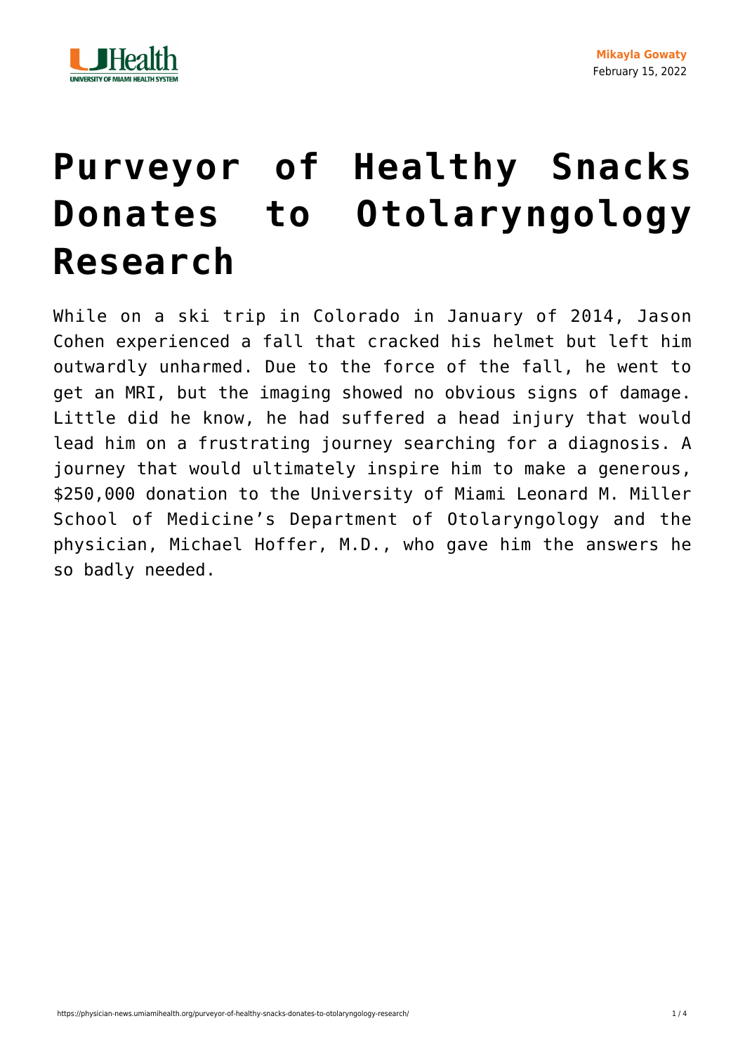Mikayla Gowaty
February 15, 2022

# Purveyor of Healthy Snacks Donates to Otolaryngology Research

While on a ski trip in Colorado in January of 2014, Jason Cohen experienced a fall that cracked his helmet but left him outwardly unharmed. Due to the force of the fall, he went to get an MRI, but the imaging showed no obvious signs of damage. Little did he know, he had suffered a head injury that would lead him on a frustrating journey searching for a diagnosis. A journey that would ultimately inspire him to make a generous, $250,000 donation to the University of Miami Leonard M. Miller School of Medicine's Department of Otolaryngology and the physician, Michael Hoffer, M.D., who gave him the answers he so badly needed.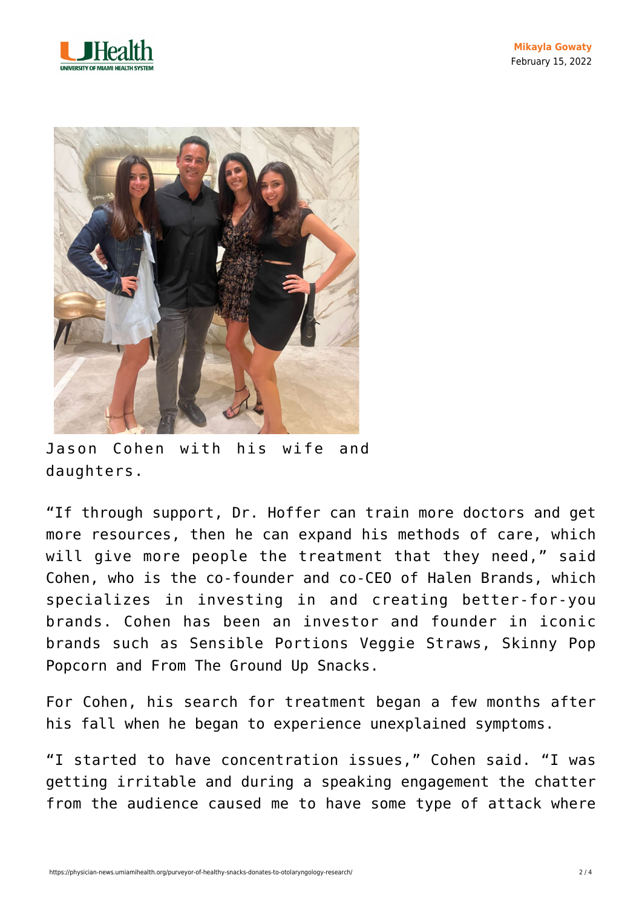Jason Cohen with his wife and daughters.

"If through support, Dr. Hoffer can train more doctors and get more resources, then he can expand his methods of care, which will give more people the treatment that they need," said Cohen, who is the co-founder and co-CEO of Halen Brands, which specializes in investing in and creating better-for-you brands. Cohen has been an investor and founder in iconic brands such as Sensible Portions Veggie Straws, Skinny Pop Popcorn and From The Ground Up Snacks.

For Cohen, his search for treatment began a few months after his fall when he began to experience unexplained symptoms.

"I started to have concentration issues," Cohen said. "I was getting irritable and during a speaking engagement the chatter from the audience caused me to have some type of attack where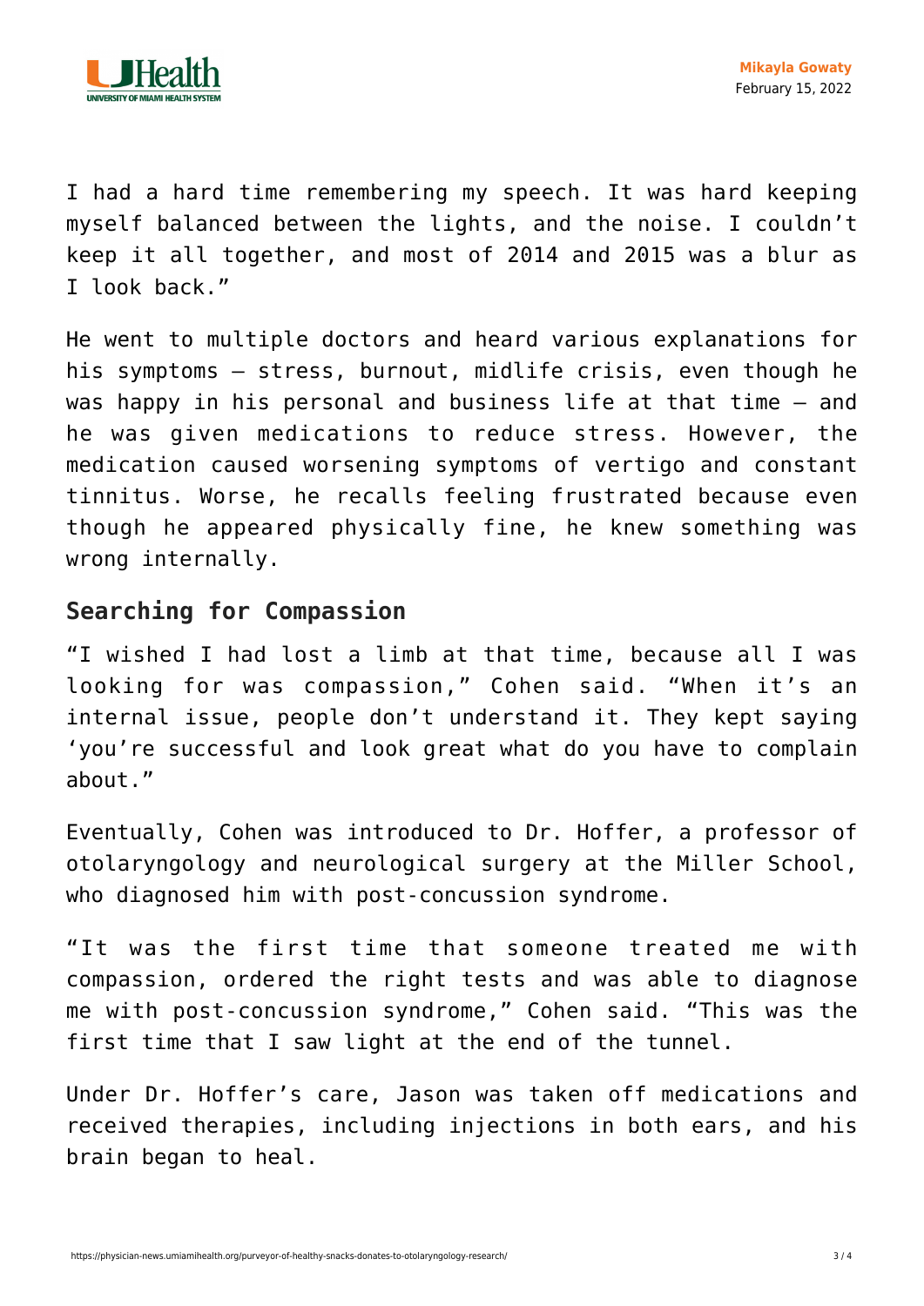I had a hard time remembering my speech. It was hard keeping myself balanced between the lights, and the noise. I couldn't keep it all together, and most of 2014 and 2015 was a blur as I look back."

He went to multiple doctors and heard various explanations for his symptoms – stress, burnout, midlife crisis, even though he was happy in his personal and business life at that time – and he was given medications to reduce stress. However, the medication caused worsening symptoms of vertigo and constant tinnitus. Worse, he recalls feeling frustrated because even though he appeared physically fine, he knew something was wrong internally.

## Searching for Compassion

"I wished I had lost a limb at that time, because all I was looking for was compassion," Cohen said. "When it's an internal issue, people don't understand it. They kept saying 'you're successful and look great what do you have to complain about."

Eventually, Cohen was introduced to Dr. Hoffer, a professor of otolaryngology and neurological surgery at the Miller School, who diagnosed him with post-concussion syndrome.

"It was the first time that someone treated me with compassion, ordered the right tests and was able to diagnose me with post-concussion syndrome," Cohen said. "This was the first time that I saw light at the end of the tunnel.

Under Dr. Hoffer's care, Jason was taken off medications and received therapies, including injections in both ears, and his brain began to heal.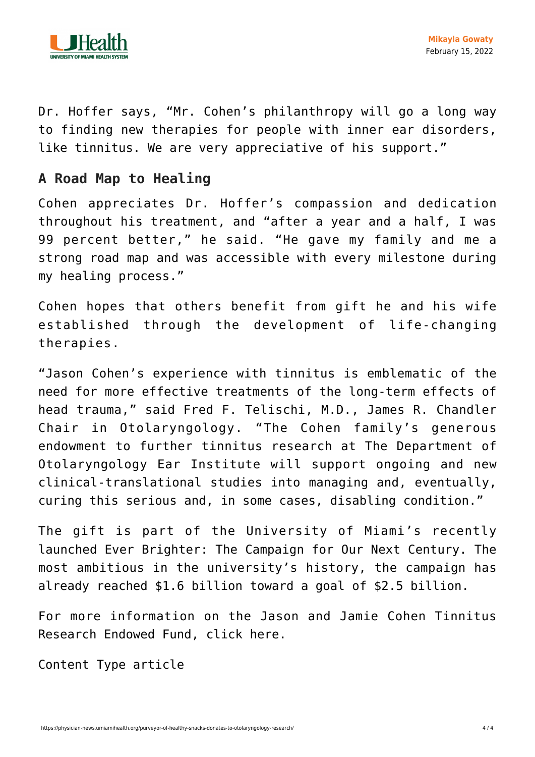Dr. Hoffer says, “Mr. Cohen’s philanthropy will go a long way to finding new therapies for people with inner ear disorders, like tinnitus. We are very appreciative of his support.”

## A Road Map to Healing

Cohen appreciates Dr. Hoffer’s compassion and dedication throughout his treatment, and “after a year and a half, I was 99 percent better,” he said. “He gave my family and me a strong road map and was accessible with every milestone during my healing process.”

Cohen hopes that others benefit from gift he and his wife established through the development of life-changing therapies.

“Jason Cohen’s experience with tinnitus is emblematic of the need for more effective treatments of the long-term effects of head trauma,” said Fred F. Telischi, M.D., James R. Chandler Chair in Otolaryngology. “The Cohen family’s generous endowment to further tinnitus research at The Department of Otolaryngology Ear Institute will support ongoing and new clinical-translational studies into managing and, eventually, curing this serious and, in some cases, disabling condition.”

The gift is part of the University of Miami’s recently launched Ever Brighter: The Campaign for Our Next Century. The most ambitious in the university’s history, the campaign has already reached $1.6 billion toward a goal of $2.5 billion.

For more information on the Jason and Jamie Cohen Tinnitus Research Endowed Fund, click here.

Content Type article